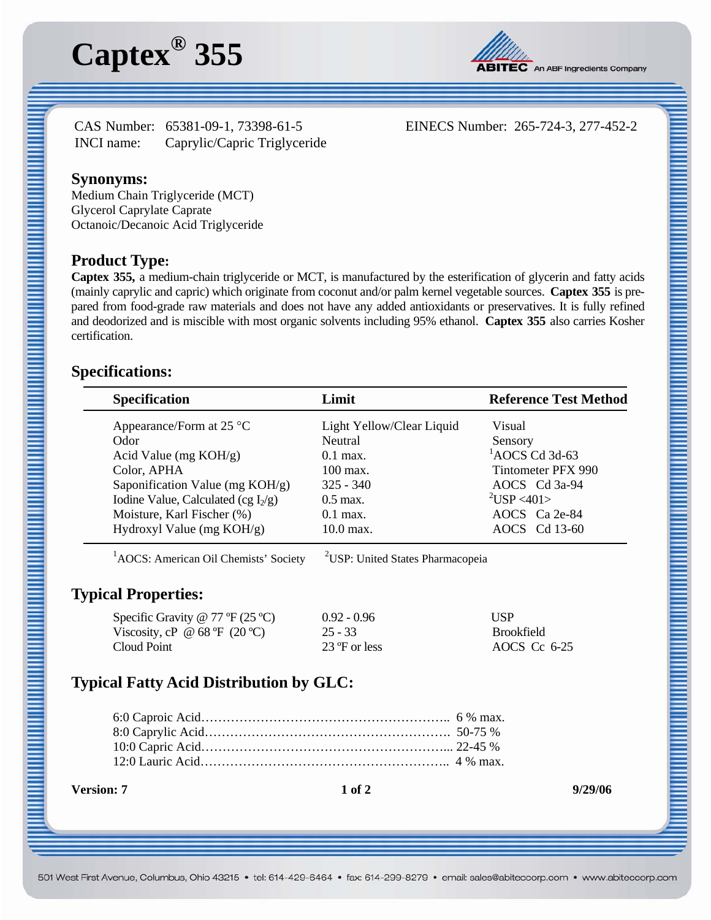# Captex® 355

ABITEC An ABF Ingredients Company

CAS Number: 65381-09-1, 73398-61-5
INCI name: Caprylic/Capric Triglyceride

EINECS Number: 265-724-3, 277-452-2

## Synonyms:

Medium Chain Triglyceride (MCT)
Glycerol Caprylate Caprate
Octanoic/Decanoic Acid Triglyceride

## Product Type:

**Captex 355,** a medium-chain triglyceride or MCT, is manufactured by the esterification of glycerin and fatty acids (mainly caprylic and capric) which originate from coconut and/or palm kernel vegetable sources. **Captex 355** is prepared from food-grade raw materials and does not have any added antioxidants or preservatives. It is fully refined and deodorized and is miscible with most organic solvents including 95% ethanol. **Captex 355** also carries Kosher certification.

## Specifications:

| Specification | Limit | Reference Test Method |
|---|---|---|
| Appearance/Form at 25 °C | Light Yellow/Clear Liquid | Visual |
| Odor | Neutral | Sensory |
| Acid Value (mg KOH/g) | 0.1 max. | [1]AOCS Cd 3d-63 |
| Color, APHA | 100 max. | Tintometer PFX 990 |
| Saponification Value (mg KOH/g) | 325 - 340 | AOCS Cd 3a-94 |
| Iodine Value, Calculated (cg $I_2$/g) | 0.5 max. | [2]USP <401> |
| Moisture, Karl Fischer (%) | 0.1 max. | AOCS Ca 2e-84 |
| Hydroxyl Value (mg KOH/g) | 10.0 max. | AOCS Cd 13-60 |

[1]AOCS: American Oil Chemists' Society [2]USP: United States Pharmacopeia

## Typical Properties:

| | | |
|---|---|---|
| Specific Gravity @ 77 ºF (25 ºC) | 0.92 - 0.96 | USP |
| Viscosity, cP @ 68 ºF (20 ºC) | 25 - 33 | Brookfield |
| Cloud Point | 23 ºF or less | AOCS Cc 6-25 |

## Typical Fatty Acid Distribution by GLC:

6:0 Caproic Acid………………………………………………….. 6 % max.
8:0 Caprylic Acid…………………………………………………. 50-75 %
10:0 Capric Acid………………………………………………….. 22-45 %
12:0 Lauric Acid………………………………………………….. 4 % max.

**Version: 7** **9/29/06**

501 West First Avenue, Columbus, Ohio 43215 • tel: 614-429-6464 • fax: 614-299-8279 • email: sales@abiteccorp.com • www.abiteccorp.com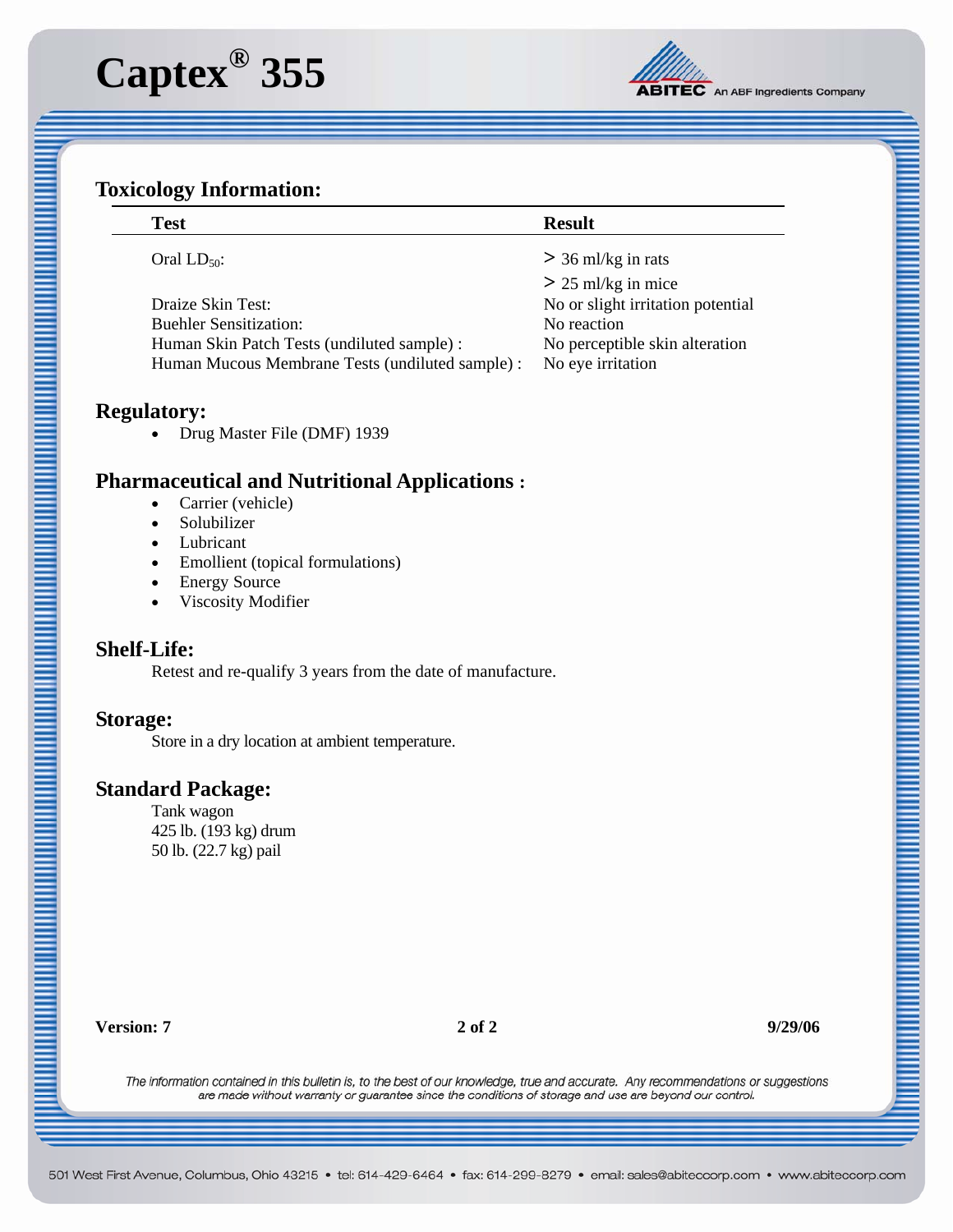## Toxicology Information:

| Test | Result |
|---|---|
| Oral $LD_{50}$: | > 36 ml/kg in rats<br>> 25 ml/kg in mice |
| Draize Skin Test: | No or slight irritation potential |
| Buehler Sensitization: | No reaction |
| Human Skin Patch Tests (undiluted sample) : | No perceptible skin alteration |
| Human Mucous Membrane Tests (undiluted sample) : | No eye irritation |

## Regulatory:

- Drug Master File (DMF) 1939

## Pharmaceutical and Nutritional Applications :

- Carrier (vehicle)
- Solubilizer
- Lubricant
- Emollient (topical formulations)
- Energy Source
- Viscosity Modifier

## Shelf-Life:

Retest and re-qualify 3 years from the date of manufacture.

## Storage:

Store in a dry location at ambient temperature.

## Standard Package:

Tank wagon
425 lb. (193 kg) drum
50 lb. (22.7 kg) pail

**Version: 7** **9/29/06**

*The information contained in this bulletin is, to the best of our knowledge, true and accurate. Any recommendations or suggestions are made without warranty or guarantee since the conditions of storage and use are beyond our control.*